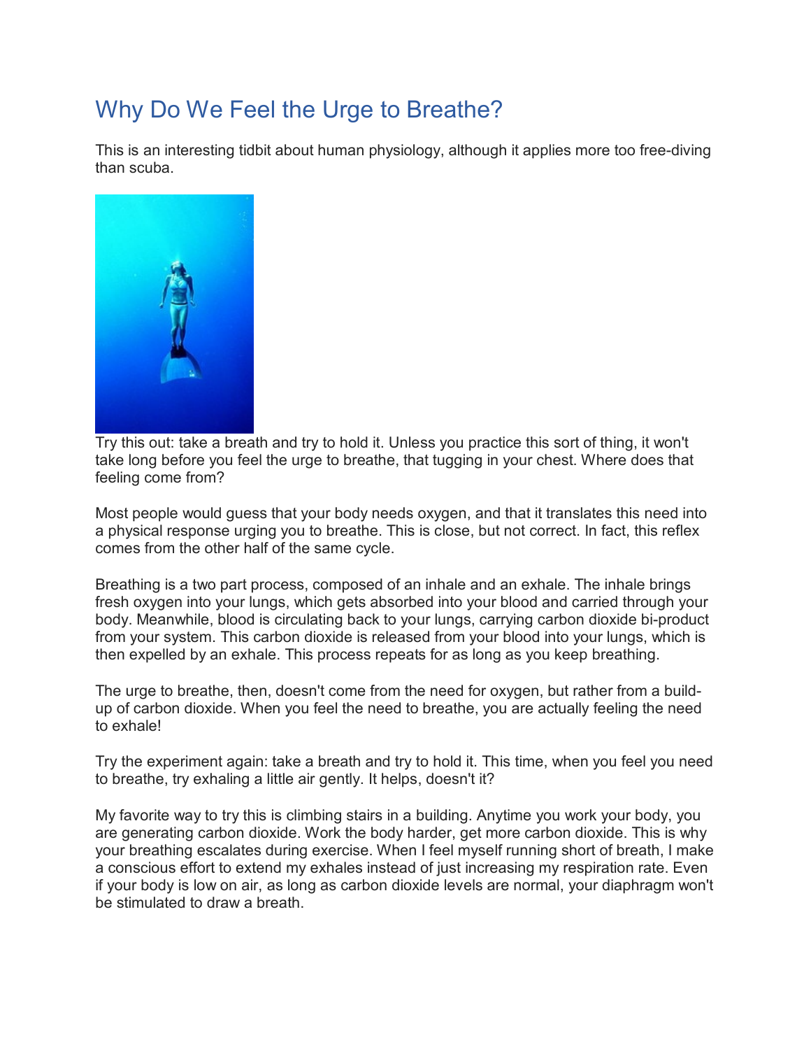# Why Do We Feel the Urge to Breathe?

This is an interesting tidbit about human physiology, although it applies more too free-diving than scuba.

Try this out: take a breath and try to hold it. Unless you practice this sort of thing, it won't take long before you feel the urge to breathe, that tugging in your chest. Where does that feeling come from?

Most people would guess that your body needs oxygen, and that it translates this need into a physical response urging you to breathe. This is close, but not correct. In fact, this reflex comes from the other half of the same cycle.

Breathing is a two part process, composed of an inhale and an exhale. The inhale brings fresh oxygen into your lungs, which gets absorbed into your blood and carried through your body. Meanwhile, blood is circulating back to your lungs, carrying carbon dioxide bi-product from your system. This carbon dioxide is released from your blood into your lungs, which is then expelled by an exhale. This process repeats for as long as you keep breathing.

The urge to breathe, then, doesn't come from the need for oxygen, but rather from a build-up of carbon dioxide. When you feel the need to breathe, you are actually feeling the need to exhale!

Try the experiment again: take a breath and try to hold it. This time, when you feel you need to breathe, try exhaling a little air gently. It helps, doesn't it?

My favorite way to try this is climbing stairs in a building. Anytime you work your body, you are generating carbon dioxide. Work the body harder, get more carbon dioxide. This is why your breathing escalates during exercise. When I feel myself running short of breath, I make a conscious effort to extend my exhales instead of just increasing my respiration rate. Even if your body is low on air, as long as carbon dioxide levels are normal, your diaphragm won't be stimulated to draw a breath.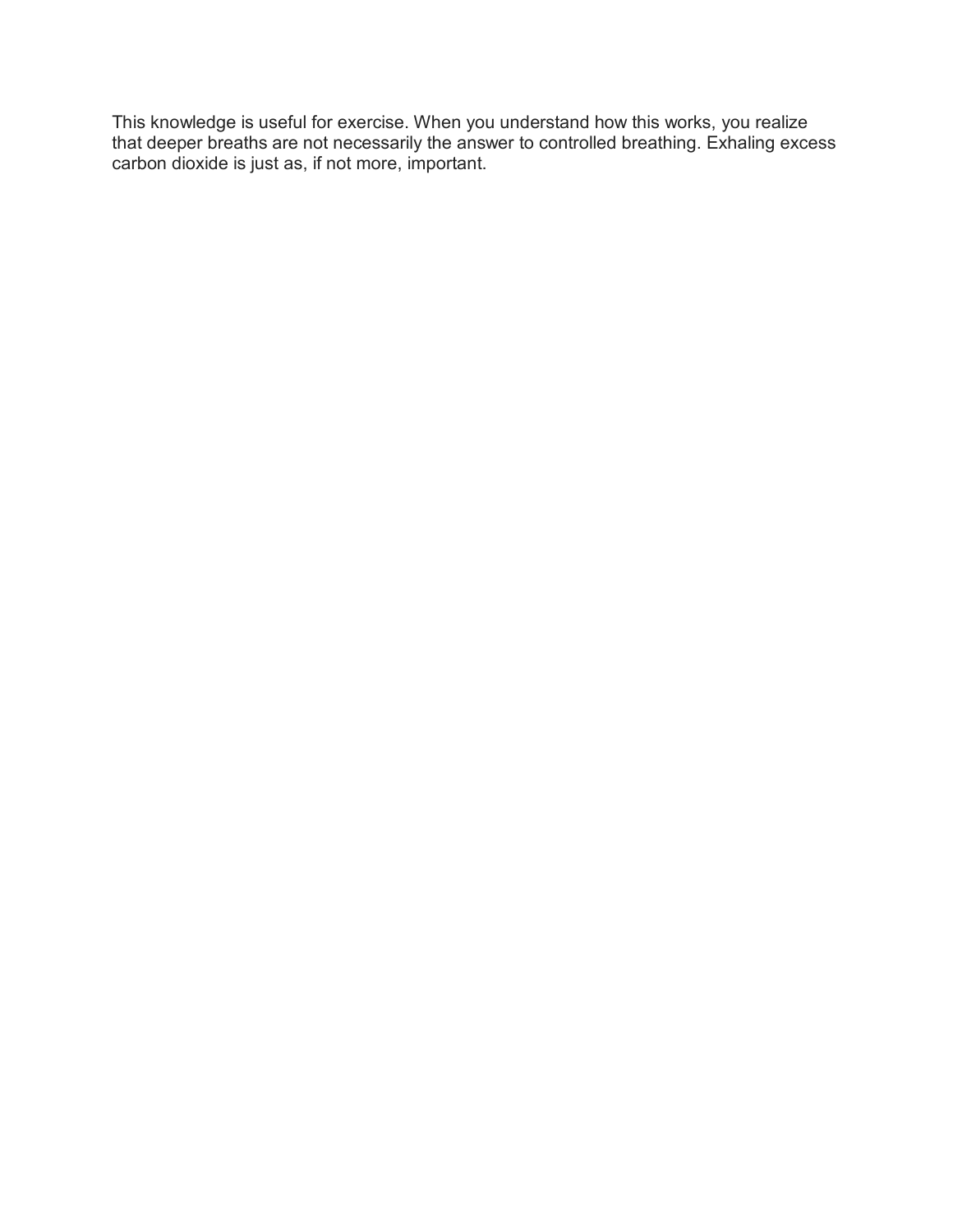This knowledge is useful for exercise. When you understand how this works, you realize that deeper breaths are not necessarily the answer to controlled breathing. Exhaling excess carbon dioxide is just as, if not more, important.